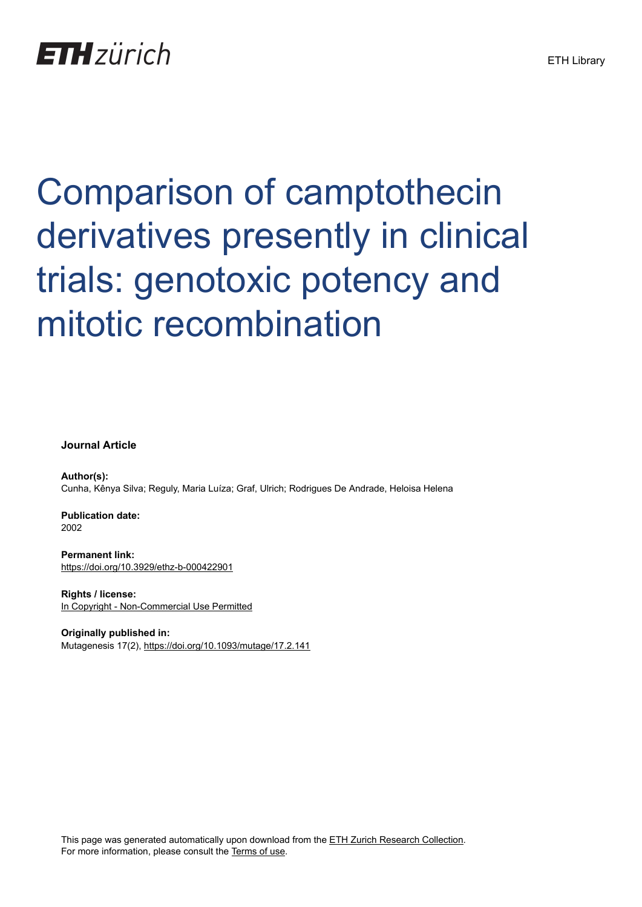ETH zürich

ETH Library

# Comparison of camptothecin derivatives presently in clinical trials: genotoxic potency and mitotic recombination

**Journal Article**

**Author(s):**
Cunha, Kênya Silva; Reguly, Maria Luíza; Graf, Ulrich; Rodrigues De Andrade, Heloisa Helena

**Publication date:**
2002

**Permanent link:**
https://doi.org/10.3929/ethz-b-000422901

**Rights / license:**
In Copyright - Non-Commercial Use Permitted

**Originally published in:**
Mutagenesis 17(2), https://doi.org/10.1093/mutage/17.2.141

This page was generated automatically upon download from the ETH Zurich Research Collection.
For more information, please consult the Terms of use.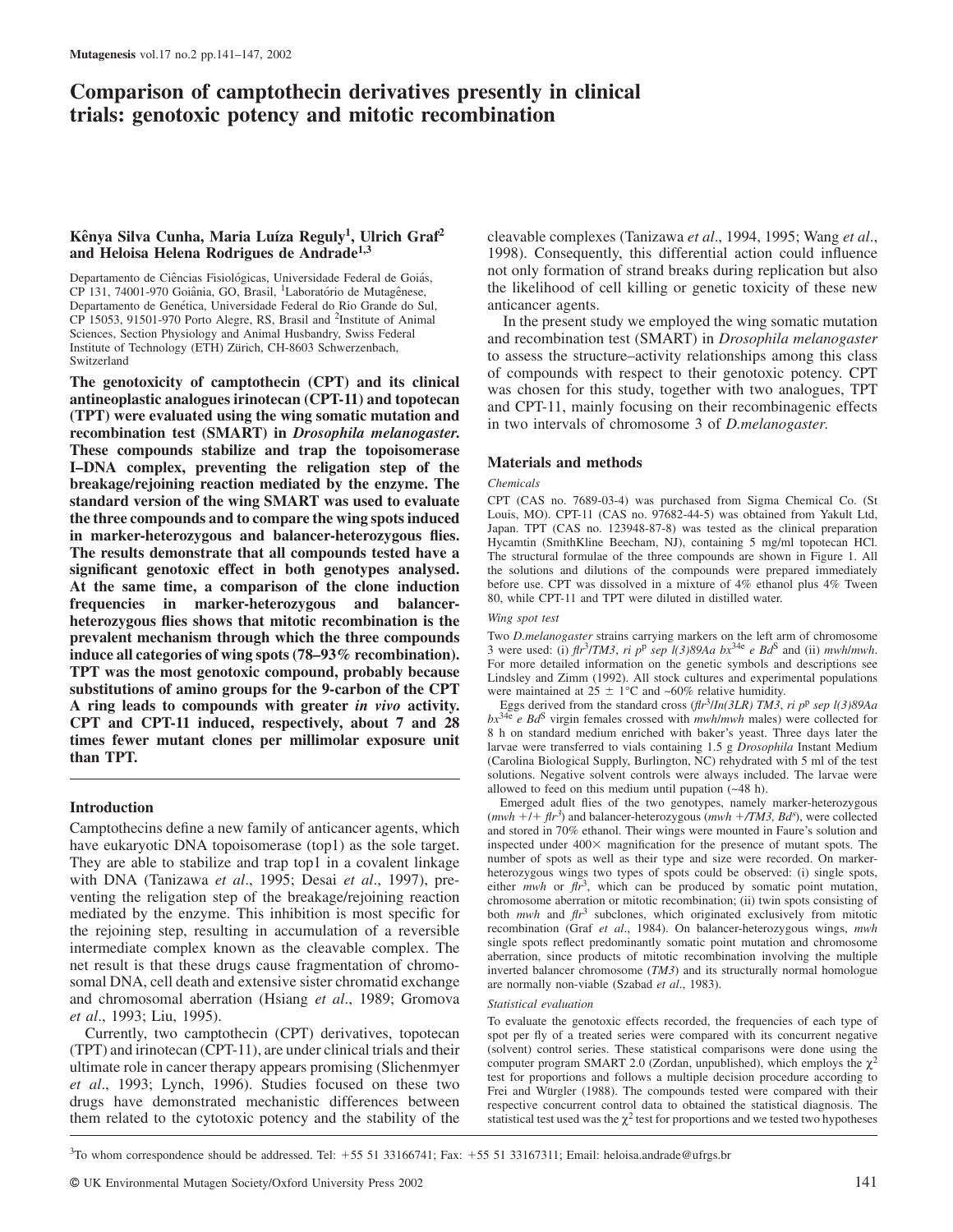# Comparison of camptothecin derivatives presently in clinical trials: genotoxic potency and mitotic recombination

**Kênya Silva Cunha, Maria Luíza Reguly[1], Ulrich Graf[2] and Heloisa Helena Rodrigues de Andrade[1,3]**

Departamento de Ciências Fisiológicas, Universidade Federal de Goiás, CP 131, 74001-970 Goiânia, GO, Brasil, [1]Laboratório de Mutagênese, Departamento de Genética, Universidade Federal do Rio Grande do Sul, CP 15053, 91501-970 Porto Alegre, RS, Brasil and [2]Institute of Animal Sciences, Section Physiology and Animal Husbandry, Swiss Federal Institute of Technology (ETH) Zürich, CH-8603 Schwerzenbach, Switzerland

**The genotoxicity of camptothecin (CPT) and its clinical antineoplastic analogues irinotecan (CPT-11) and topotecan (TPT) were evaluated using the wing somatic mutation and recombination test (SMART) in *Drosophila melanogaster.* These compounds stabilize and trap the topoisomerase I–DNA complex, preventing the religation step of the breakage/rejoining reaction mediated by the enzyme. The standard version of the wing SMART was used to evaluate the three compounds and to compare the wing spots induced in marker-heterozygous and balancer-heterozygous flies. The results demonstrate that all compounds tested have a significant genotoxic effect in both genotypes analysed. At the same time, a comparison of the clone induction frequencies in marker-heterozygous and balancer-heterozygous flies shows that mitotic recombination is the prevalent mechanism through which the three compounds induce all categories of wing spots (78–93% recombination). TPT was the most genotoxic compound, probably because substitutions of amino groups for the 9-carbon of the CPT A ring leads to compounds with greater *in vivo* activity. CPT and CPT-11 induced, respectively, about 7 and 28 times fewer mutant clones per millimolar exposure unit than TPT.**

## Introduction

Camptothecins define a new family of anticancer agents, which have eukaryotic DNA topoisomerase (top1) as the sole target. They are able to stabilize and trap top1 in a covalent linkage with DNA (Tanizawa *et al*., 1995; Desai *et al*., 1997), preventing the religation step of the breakage/rejoining reaction mediated by the enzyme. This inhibition is most specific for the rejoining step, resulting in accumulation of a reversible intermediate complex known as the cleavable complex. The net result is that these drugs cause fragmentation of chromosomal DNA, cell death and extensive sister chromatid exchange and chromosomal aberration (Hsiang *et al*., 1989; Gromova *et al*., 1993; Liu, 1995).

Currently, two camptothecin (CPT) derivatives, topotecan (TPT) and irinotecan (CPT-11), are under clinical trials and their ultimate role in cancer therapy appears promising (Slichenmyer *et al*., 1993; Lynch, 1996). Studies focused on these two drugs have demonstrated mechanistic differences between them related to the cytotoxic potency and the stability of the cleavable complexes (Tanizawa *et al*., 1994, 1995; Wang *et al*., 1998). Consequently, this differential action could influence not only formation of strand breaks during replication but also the likelihood of cell killing or genetic toxicity of these new anticancer agents.

In the present study we employed the wing somatic mutation and recombination test (SMART) in *Drosophila melanogaster* to assess the structure–activity relationships among this class of compounds with respect to their genotoxic potency. CPT was chosen for this study, together with two analogues, TPT and CPT-11, mainly focusing on their recombinagenic effects in two intervals of chromosome 3 of *D.melanogaster.*

## Materials and methods

### Chemicals

CPT (CAS no. 7689-03-4) was purchased from Sigma Chemical Co. (St Louis, MO). CPT-11 (CAS no. 97682-44-5) was obtained from Yakult Ltd, Japan. TPT (CAS no. 123948-87-8) was tested as the clinical preparation Hycamtin (SmithKline Beecham, NJ), containing 5 mg/ml topotecan HCl. The structural formulae of the three compounds are shown in Figure 1. All the solutions and dilutions of the compounds were prepared immediately before use. CPT was dissolved in a mixture of 4% ethanol plus 4% Tween 80, while CPT-11 and TPT were diluted in distilled water.

### Wing spot test

Two *D.melanogaster* strains carrying markers on the left arm of chromosome 3 were used: (i) *flr*$^3$/*TM3*, *ri p*$^p$ *sep l(3)89Aa bx*$^{34e}$ *e Bd*$^S$ and (ii) *mwh*/*mwh*. For more detailed information on the genetic symbols and descriptions see Lindsley and Zimm (1992). All stock cultures and experimental populations were maintained at 25 ± 1°C and ~60% relative humidity.

Eggs derived from the standard cross (*flr*$^3$/*In(3LR) TM3*, *ri p*$^p$ *sep l(3)89Aa bx*$^{34e}$ *e Bd*$^S$ virgin females crossed with *mwh*/*mwh* males) were collected for 8 h on standard medium enriched with baker's yeast. Three days later the larvae were transferred to vials containing 1.5 g *Drosophila* Instant Medium (Carolina Biological Supply, Burlington, NC) rehydrated with 5 ml of the test solutions. Negative solvent controls were always included. The larvae were allowed to feed on this medium until pupation (~48 h).

Emerged adult flies of the two genotypes, namely marker-heterozygous (*mwh* +/+ *flr*$^3$) and balancer-heterozygous (*mwh* +/*TM3, Bd*$^s$), were collected and stored in 70% ethanol. Their wings were mounted in Faure's solution and inspected under 400× magnification for the presence of mutant spots. The number of spots as well as their type and size were recorded. On marker-heterozygous wings two types of spots could be observed: (i) single spots, either *mwh* or *flr*$^3$, which can be produced by somatic point mutation, chromosome aberration or mitotic recombination; (ii) twin spots consisting of both *mwh* and *flr*$^3$ subclones, which originated exclusively from mitotic recombination (Graf *et al*., 1984). On balancer-heterozygous wings, *mwh* single spots reflect predominantly somatic point mutation and chromosome aberration, since products of mitotic recombination involving the multiple inverted balancer chromosome (*TM3*) and its structurally normal homologue are normally non-viable (Szabad *et al*., 1983).

### Statistical evaluation

To evaluate the genotoxic effects recorded, the frequencies of each type of spot per fly of a treated series were compared with its concurrent negative (solvent) control series. These statistical comparisons were done using the computer program SMART 2.0 (Zordan, unpublished), which employs the $\chi^2$ test for proportions and follows a multiple decision procedure according to Frei and Würgler (1988). The compounds tested were compared with their respective concurrent control data to obtained the statistical diagnosis. The statistical test used was the $\chi^2$ test for proportions and we tested two hypotheses

[3]To whom correspondence should be addressed. Tel: +55 51 33166741; Fax: +55 51 33167311; Email: heloisa.andrade@ufrgs.br

© UK Environmental Mutagen Society/Oxford University Press 2002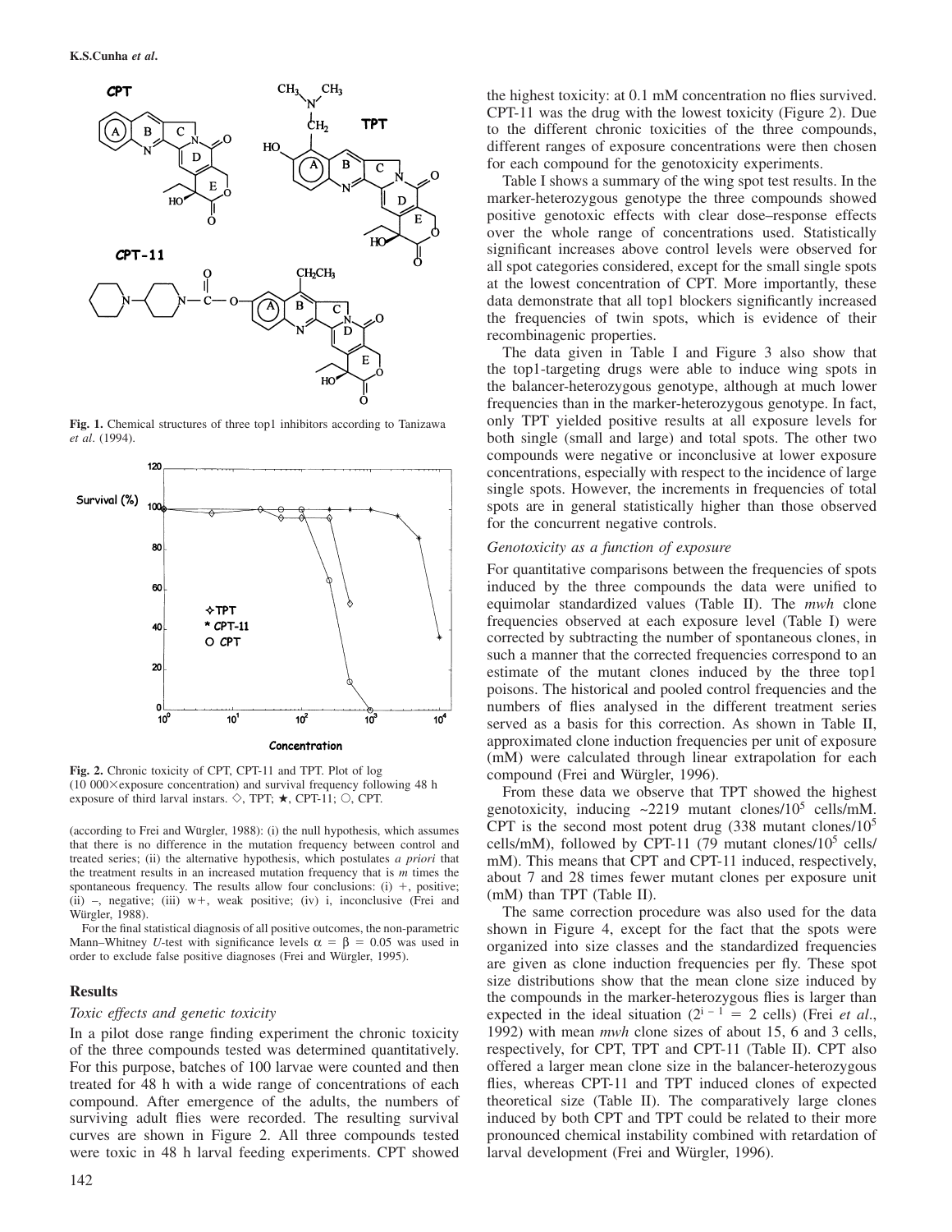**Fig. 1.** Chemical structures of three top1 inhibitors according to Tanizawa *et al*. (1994).

**Fig. 2.** Chronic toxicity of CPT, CPT-11 and TPT. Plot of log (10 000×exposure concentration) and survival frequency following 48 h exposure of third larval instars. ◇, TPT; ★, CPT-11; ○, CPT.

(according to Frei and Würgler, 1988): (i) the null hypothesis, which assumes that there is no difference in the mutation frequency between control and treated series; (ii) the alternative hypothesis, which postulates *a priori* that the treatment results in an increased mutation frequency that is *m* times the spontaneous frequency. The results allow four conclusions: (i) +, positive; (ii) –, negative; (iii) w+, weak positive; (iv) i, inconclusive (Frei and Würgler, 1988).

For the final statistical diagnosis of all positive outcomes, the non-parametric Mann–Whitney *U*-test with significance levels $\alpha = \beta = 0.05$ was used in order to exclude false positive diagnoses (Frei and Würgler, 1995).

## Results

### *Toxic effects and genetic toxicity*

In a pilot dose range finding experiment the chronic toxicity of the three compounds tested was determined quantitatively. For this purpose, batches of 100 larvae were counted and then treated for 48 h with a wide range of concentrations of each compound. After emergence of the adults, the numbers of surviving adult flies were recorded. The resulting survival curves are shown in Figure 2. All three compounds tested were toxic in 48 h larval feeding experiments. CPT showed the highest toxicity: at 0.1 mM concentration no flies survived. CPT-11 was the drug with the lowest toxicity (Figure 2). Due to the different chronic toxicities of the three compounds, different ranges of exposure concentrations were then chosen for each compound for the genotoxicity experiments.

Table I shows a summary of the wing spot test results. In the marker-heterozygous genotype the three compounds showed positive genotoxic effects with clear dose–response effects over the whole range of concentrations used. Statistically significant increases above control levels were observed for all spot categories considered, except for the small single spots at the lowest concentration of CPT. More importantly, these data demonstrate that all top1 blockers significantly increased the frequencies of twin spots, which is evidence of their recombinagenic properties.

The data given in Table I and Figure 3 also show that the top1-targeting drugs were able to induce wing spots in the balancer-heterozygous genotype, although at much lower frequencies than in the marker-heterozygous genotype. In fact, only TPT yielded positive results at all exposure levels for both single (small and large) and total spots. The other two compounds were negative or inconclusive at lower exposure concentrations, especially with respect to the incidence of large single spots. However, the increments in frequencies of total spots are in general statistically higher than those observed for the concurrent negative controls.

### *Genotoxicity as a function of exposure*

For quantitative comparisons between the frequencies of spots induced by the three compounds the data were unified to equimolar standardized values (Table II). The *mwh* clone frequencies observed at each exposure level (Table I) were corrected by subtracting the number of spontaneous clones, in such a manner that the corrected frequencies correspond to an estimate of the mutant clones induced by the three top1 poisons. The historical and pooled control frequencies and the numbers of flies analysed in the different treatment series served as a basis for this correction. As shown in Table II, approximated clone induction frequencies per unit of exposure (mM) were calculated through linear extrapolation for each compound (Frei and Würgler, 1996).

From these data we observe that TPT showed the highest genotoxicity, inducing ~2219 mutant clones/$10^5$ cells/mM. CPT is the second most potent drug (338 mutant clones/$10^5$ cells/mM), followed by CPT-11 (79 mutant clones/$10^5$ cells/mM). This means that CPT and CPT-11 induced, respectively, about 7 and 28 times fewer mutant clones per exposure unit (mM) than TPT (Table II).

The same correction procedure was also used for the data shown in Figure 4, except for the fact that the spots were organized into size classes and the standardized frequencies are given as clone induction frequencies per fly. These spot size distributions show that the mean clone size induced by the compounds in the marker-heterozygous flies is larger than expected in the ideal situation ($2^{i-1} = 2$ cells) (Frei *et al*., 1992) with mean *mwh* clone sizes of about 15, 6 and 3 cells, respectively, for CPT, TPT and CPT-11 (Table II). CPT also offered a larger mean clone size in the balancer-heterozygous flies, whereas CPT-11 and TPT induced clones of expected theoretical size (Table II). The comparatively large clones induced by both CPT and TPT could be related to their more pronounced chemical instability combined with retardation of larval development (Frei and Würgler, 1996).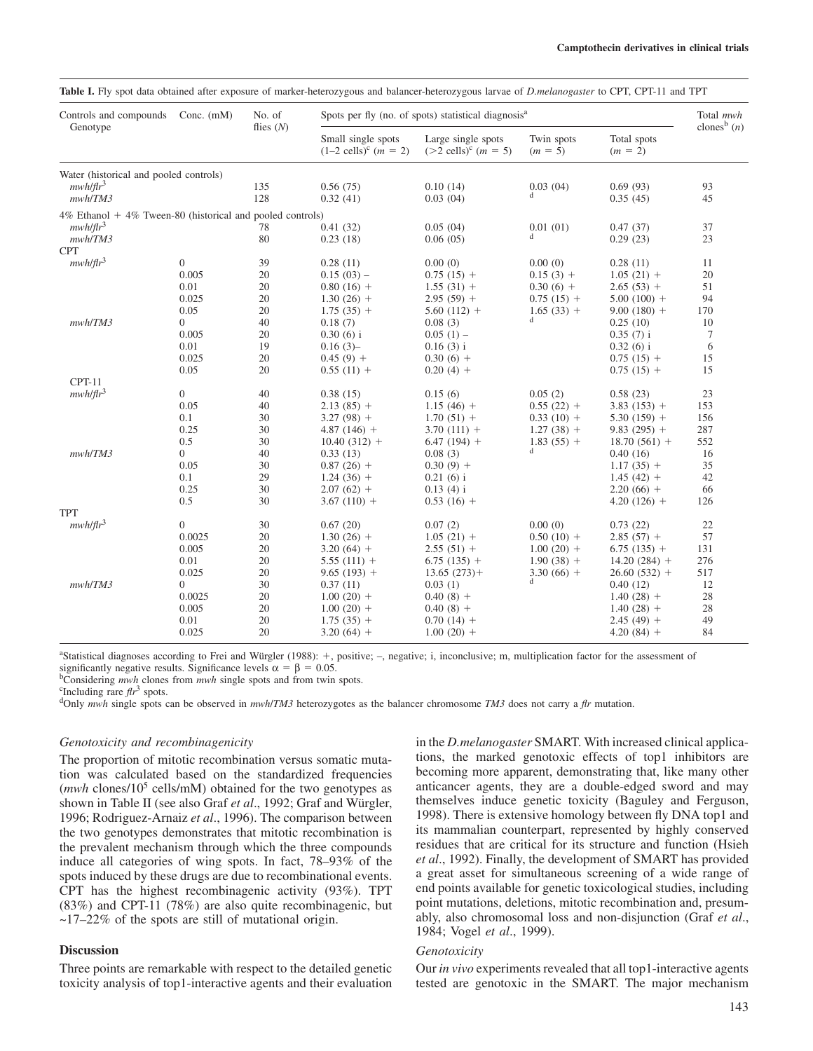**Table I.** Fly spot data obtained after exposure of marker-heterozygous and balancer-heterozygous larvae of *D.melanogaster* to CPT, CPT-11 and TPT

| Controls and compounds Genotype | Conc. (mM) | No. of flies ($N$) | Spots per fly (no. of spots) statistical diagnosis[a] | | | | Total *mwh* clones[b] ($n$) |
|---|---|---|---|---|---|---|---|
| | | | Small single spots (1–2 cells)[c] ($m$ = 2) | Large single spots (>2 cells)[c] ($m$ = 5) | Twin spots ($m$ = 5) | Total spots ($m$ = 2) | |
| Water (historical and pooled controls) | | | | | | | |
| *mwh/flr*[3] | | 135 | 0.56 (75) | 0.10 (14) | 0.03 (04) | 0.69 (93) | 93 |
| *mwh/TM3* | | 128 | 0.32 (41) | 0.03 (04) | [d] | 0.35 (45) | 45 |
| 4% Ethanol + 4% Tween-80 (historical and pooled controls) | | | | | | | |
| *mwh/flr*[3] | | 78 | 0.41 (32) | 0.05 (04) | 0.01 (01) | 0.47 (37) | 37 |
| *mwh/TM3* | | 80 | 0.23 (18) | 0.06 (05) | [d] | 0.29 (23) | 23 |
| CPT | | | | | | | |
| *mwh/flr*[3] | 0 | 39 | 0.28 (11) | 0.00 (0) | 0.00 (0) | 0.28 (11) | 11 |
| | 0.005 | 20 | 0.15 (03) – | 0.75 (15) + | 0.15 (3) + | 1.05 (21) + | 20 |
| | 0.01 | 20 | 0.80 (16) + | 1.55 (31) + | 0.30 (6) + | 2.65 (53) + | 51 |
| | 0.025 | 20 | 1.30 (26) + | 2.95 (59) + | 0.75 (15) + | 5.00 (100) + | 94 |
| | 0.05 | 20 | 1.75 (35) + | 5.60 (112) + | 1.65 (33) + | 9.00 (180) + | 170 |
| *mwh/TM3* | 0 | 40 | 0.18 (7) | 0.08 (3) | [d] | 0.25 (10) | 10 |
| | 0.005 | 20 | 0.30 (6) i | 0.05 (1) – | | 0.35 (7) i | 7 |
| | 0.01 | 19 | 0.16 (3)– | 0.16 (3) i | | 0.32 (6) i | 6 |
| | 0.025 | 20 | 0.45 (9) + | 0.30 (6) + | | 0.75 (15) + | 15 |
| | 0.05 | 20 | 0.55 (11) + | 0.20 (4) + | | 0.75 (15) + | 15 |
| CPT-11 | | | | | | | |
| *mwh/flr*[3] | 0 | 40 | 0.38 (15) | 0.15 (6) | 0.05 (2) | 0.58 (23) | 23 |
| | 0.05 | 40 | 2.13 (85) + | 1.15 (46) + | 0.55 (22) + | 3.83 (153) + | 153 |
| | 0.1 | 30 | 3.27 (98) + | 1.70 (51) + | 0.33 (10) + | 5.30 (159) + | 156 |
| | 0.25 | 30 | 4.87 (146) + | 3.70 (111) + | 1.27 (38) + | 9.83 (295) + | 287 |
| | 0.5 | 30 | 10.40 (312) + | 6.47 (194) + | 1.83 (55) + | 18.70 (561) + | 552 |
| *mwh/TM3* | 0 | 40 | 0.33 (13) | 0.08 (3) | [d] | 0.40 (16) | 16 |
| | 0.05 | 30 | 0.87 (26) + | 0.30 (9) + | | 1.17 (35) + | 35 |
| | 0.1 | 29 | 1.24 (36) + | 0.21 (6) i | | 1.45 (42) + | 42 |
| | 0.25 | 30 | 2.07 (62) + | 0.13 (4) i | | 2.20 (66) + | 66 |
| | 0.5 | 30 | 3.67 (110) + | 0.53 (16) + | | 4.20 (126) + | 126 |
| TPT | | | | | | | |
| *mwh/flr*[3] | 0 | 30 | 0.67 (20) | 0.07 (2) | 0.00 (0) | 0.73 (22) | 22 |
| | 0.0025 | 20 | 1.30 (26) + | 1.05 (21) + | 0.50 (10) + | 2.85 (57) + | 57 |
| | 0.005 | 20 | 3.20 (64) + | 2.55 (51) + | 1.00 (20) + | 6.75 (135) + | 131 |
| | 0.01 | 20 | 5.55 (111) + | 6.75 (135) + | 1.90 (38) + | 14.20 (284) + | 276 |
| | 0.025 | 20 | 9.65 (193) + | 13.65 (273)+ | 3.30 (66) + | 26.60 (532) + | 517 |
| *mwh/TM3* | 0 | 30 | 0.37 (11) | 0.03 (1) | [d] | 0.40 (12) | 12 |
| | 0.0025 | 20 | 1.00 (20) + | 0.40 (8) + | | 1.40 (28) + | 28 |
| | 0.005 | 20 | 1.00 (20) + | 0.40 (8) + | | 1.40 (28) + | 28 |
| | 0.01 | 20 | 1.75 (35) + | 0.70 (14) + | | 2.45 (49) + | 49 |
| | 0.025 | 20 | 3.20 (64) + | 1.00 (20) + | | 4.20 (84) + | 84 |

[a]Statistical diagnoses according to Frei and Würgler (1988): +, positive; –, negative; i, inconclusive; m, multiplication factor for the assessment of significantly negative results. Significance levels $\alpha = \beta = 0.05$.
[b]Considering *mwh* clones from *mwh* single spots and from twin spots.
[c]Including rare *flr*[3] spots.
[d]Only *mwh* single spots can be observed in *mwh/TM3* heterozygotes as the balancer chromosome *TM3* does not carry a *flr* mutation.

### *Genotoxicity and recombinagenicity*

The proportion of mitotic recombination versus somatic mutation was calculated based on the standardized frequencies (*mwh* clones/$10^5$ cells/mM) obtained for the two genotypes as shown in Table II (see also Graf *et al*., 1992; Graf and Würgler, 1996; Rodriguez-Arnaiz *et al*., 1996). The comparison between the two genotypes demonstrates that mitotic recombination is the prevalent mechanism through which the three compounds induce all categories of wing spots. In fact, 78–93% of the spots induced by these drugs are due to recombinational events. CPT has the highest recombinagenic activity (93%). TPT (83%) and CPT-11 (78%) are also quite recombinagenic, but ~17–22% of the spots are still of mutational origin.

## Discussion

Three points are remarkable with respect to the detailed genetic toxicity analysis of top1-interactive agents and their evaluation in the *D.melanogaster* SMART. With increased clinical applications, the marked genotoxic effects of top1 inhibitors are becoming more apparent, demonstrating that, like many other anticancer agents, they are a double-edged sword and may themselves induce genetic toxicity (Baguley and Ferguson, 1998). There is extensive homology between fly DNA top1 and its mammalian counterpart, represented by highly conserved residues that are critical for its structure and function (Hsieh *et al*., 1992). Finally, the development of SMART has provided a great asset for simultaneous screening of a wide range of end points available for genetic toxicological studies, including point mutations, deletions, mitotic recombination and, presumably, also chromosomal loss and non-disjunction (Graf *et al*., 1984; Vogel *et al*., 1999).

### *Genotoxicity*

Our *in vivo* experiments revealed that all top1-interactive agents tested are genotoxic in the SMART. The major mechanism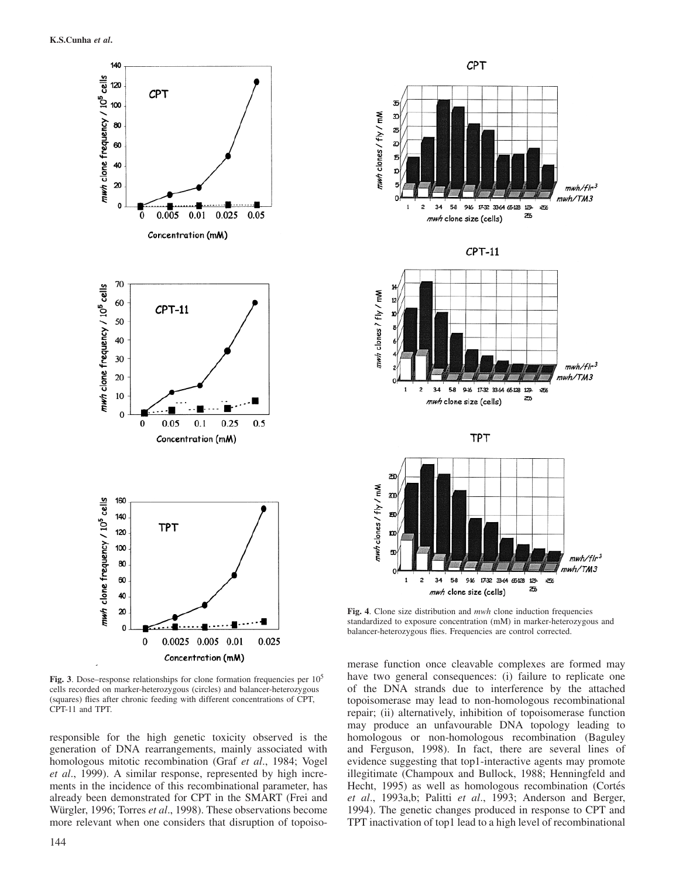**Fig. 3**. Dose–response relationships for clone formation frequencies per $10^5$ cells recorded on marker-heterozygous (circles) and balancer-heterozygous (squares) flies after chronic feeding with different concentrations of CPT, CPT-11 and TPT.

**Fig. 4**. Clone size distribution and *mwh* clone induction frequencies standardized to exposure concentration (mM) in marker-heterozygous and balancer-heterozygous flies. Frequencies are control corrected.

responsible for the high genetic toxicity observed is the generation of DNA rearrangements, mainly associated with homologous mitotic recombination (Graf *et al*., 1984; Vogel *et al*., 1999). A similar response, represented by high increments in the incidence of this recombinational parameter, has already been demonstrated for CPT in the SMART (Frei and Würgler, 1996; Torres *et al*., 1998). These observations become more relevant when one considers that disruption of topoisomerase function once cleavable complexes are formed may have two general consequences: (i) failure to replicate one of the DNA strands due to interference by the attached topoisomerase may lead to non-homologous recombinational repair; (ii) alternatively, inhibition of topoisomerase function may produce an unfavourable DNA topology leading to homologous or non-homologous recombination (Baguley and Ferguson, 1998). In fact, there are several lines of evidence suggesting that top1-interactive agents may promote illegitimate (Champoux and Bullock, 1988; Henningfeld and Hecht, 1995) as well as homologous recombination (Cortés *et al*., 1993a,b; Palitti *et al*., 1993; Anderson and Berger, 1994). The genetic changes produced in response to CPT and TPT inactivation of top1 lead to a high level of recombinational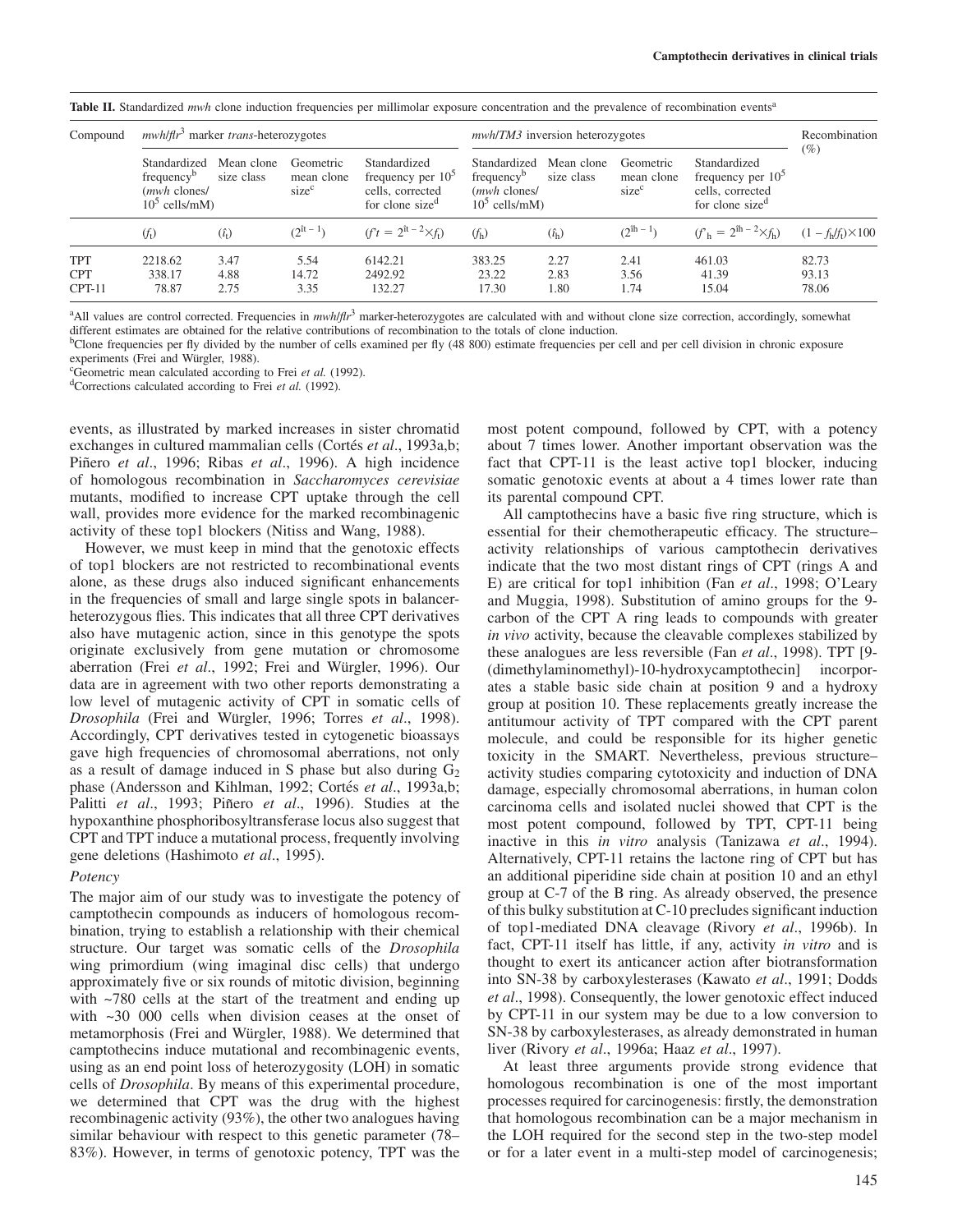**Table II.** Standardized *mwh* clone induction frequencies per millimolar exposure concentration and the prevalence of recombination events[a]

| Compound | *mwh/flr*[3] marker *trans*-heterozygotes | | | | *mwh/TM3* inversion heterozygotes | | | | Recombination (%) |
|---|---|---|---|---|---|---|---|---|---|
| | Standardized frequency[b] (*mwh* clones/ $10^5$ cells/mM) | Mean clone size class | Geometric mean clone size[c] | Standardized frequency per $10^5$ cells, corrected for clone size[d] | Standardized frequency[b] (*mwh* clones/ $10^5$ cells/mM) | Mean clone size class | Geometric mean clone size[c] | Standardized frequency per $10^5$ cells, corrected for clone size[d] | |
| | ($f_t$) | ($\hat{\imath}_t$) | ($2^{\hat{\imath}t-1}$) | ($f^*t = 2^{\hat{\imath}t-2} \times f_t$) | ($f_h$) | ($\hat{\imath}_h$) | ($2^{\hat{\imath}h-1}$) | ($f^*_h = 2^{\hat{\imath}h-2} \times f_h$) | $(1 - f_h/f_t) \times 100$ |
| TPT | 2218.62 | 3.47 | 5.54 | 6142.21 | 383.25 | 2.27 | 2.41 | 461.03 | 82.73 |
| CPT | 338.17 | 4.88 | 14.72 | 2492.92 | 23.22 | 2.83 | 3.56 | 41.39 | 93.13 |
| CPT-11 | 78.87 | 2.75 | 3.35 | 132.27 | 17.30 | 1.80 | 1.74 | 15.04 | 78.06 |

[a]All values are control corrected. Frequencies in *mwh/flr*[3] marker-heterozygotes are calculated with and without clone size correction, accordingly, somewhat different estimates are obtained for the relative contributions of recombination to the totals of clone induction.
[b]Clone frequencies per fly divided by the number of cells examined per fly (48 800) estimate frequencies per cell and per cell division in chronic exposure experiments (Frei and Würgler, 1988).
[c]Geometric mean calculated according to Frei *et al.* (1992).
[d]Corrections calculated according to Frei *et al.* (1992).

events, as illustrated by marked increases in sister chromatid exchanges in cultured mammalian cells (Cortés *et al*., 1993a,b; Piñero *et al*., 1996; Ribas *et al*., 1996). A high incidence of homologous recombination in *Saccharomyces cerevisiae* mutants, modified to increase CPT uptake through the cell wall, provides more evidence for the marked recombinagenic activity of these top1 blockers (Nitiss and Wang, 1988).

However, we must keep in mind that the genotoxic effects of top1 blockers are not restricted to recombinational events alone, as these drugs also induced significant enhancements in the frequencies of small and large single spots in balancer-heterozygous flies. This indicates that all three CPT derivatives also have mutagenic action, since in this genotype the spots originate exclusively from gene mutation or chromosome aberration (Frei *et al*., 1992; Frei and Würgler, 1996). Our data are in agreement with two other reports demonstrating a low level of mutagenic activity of CPT in somatic cells of *Drosophila* (Frei and Würgler, 1996; Torres *et al*., 1998). Accordingly, CPT derivatives tested in cytogenetic bioassays gave high frequencies of chromosomal aberrations, not only as a result of damage induced in S phase but also during $G_2$ phase (Andersson and Kihlman, 1992; Cortés *et al*., 1993a,b; Palitti *et al*., 1993; Piñero *et al*., 1996). Studies at the hypoxanthine phosphoribosyltransferase locus also suggest that CPT and TPT induce a mutational process, frequently involving gene deletions (Hashimoto *et al*., 1995).

### *Potency*

The major aim of our study was to investigate the potency of camptothecin compounds as inducers of homologous recombination, trying to establish a relationship with their chemical structure. Our target was somatic cells of the *Drosophila* wing primordium (wing imaginal disc cells) that undergo approximately five or six rounds of mitotic division, beginning with ~780 cells at the start of the treatment and ending up with ~30 000 cells when division ceases at the onset of metamorphosis (Frei and Würgler, 1988). We determined that camptothecins induce mutational and recombinagenic events, using as an end point loss of heterozygosity (LOH) in somatic cells of *Drosophila*. By means of this experimental procedure, we determined that CPT was the drug with the highest recombinagenic activity (93%), the other two analogues having similar behaviour with respect to this genetic parameter (78–83%). However, in terms of genotoxic potency, TPT was the most potent compound, followed by CPT, with a potency about 7 times lower. Another important observation was the fact that CPT-11 is the least active top1 blocker, inducing somatic genotoxic events at about a 4 times lower rate than its parental compound CPT.

All camptothecins have a basic five ring structure, which is essential for their chemotherapeutic efficacy. The structure–activity relationships of various camptothecin derivatives indicate that the two most distant rings of CPT (rings A and E) are critical for top1 inhibition (Fan *et al*., 1998; O'Leary and Muggia, 1998). Substitution of amino groups for the 9-carbon of the CPT A ring leads to compounds with greater *in vivo* activity, because the cleavable complexes stabilized by these analogues are less reversible (Fan *et al*., 1998). TPT [9-(dimethylaminomethyl)-10-hydroxycamptothecin] incorporates a stable basic side chain at position 9 and a hydroxy group at position 10. These replacements greatly increase the antitumour activity of TPT compared with the CPT parent molecule, and could be responsible for its higher genetic toxicity in the SMART. Nevertheless, previous structure–activity studies comparing cytotoxicity and induction of DNA damage, especially chromosomal aberrations, in human colon carcinoma cells and isolated nuclei showed that CPT is the most potent compound, followed by TPT, CPT-11 being inactive in this *in vitro* analysis (Tanizawa *et al*., 1994). Alternatively, CPT-11 retains the lactone ring of CPT but has an additional piperidine side chain at position 10 and an ethyl group at C-7 of the B ring. As already observed, the presence of this bulky substitution at C-10 precludes significant induction of top1-mediated DNA cleavage (Rivory *et al*., 1996b). In fact, CPT-11 itself has little, if any, activity *in vitro* and is thought to exert its anticancer action after biotransformation into SN-38 by carboxylesterases (Kawato *et al*., 1991; Dodds *et al*., 1998). Consequently, the lower genotoxic effect induced by CPT-11 in our system may be due to a low conversion to SN-38 by carboxylesterases, as already demonstrated in human liver (Rivory *et al*., 1996a; Haaz *et al*., 1997).

At least three arguments provide strong evidence that homologous recombination is one of the most important processes required for carcinogenesis: firstly, the demonstration that homologous recombination can be a major mechanism in the LOH required for the second step in the two-step model or for a later event in a multi-step model of carcinogenesis;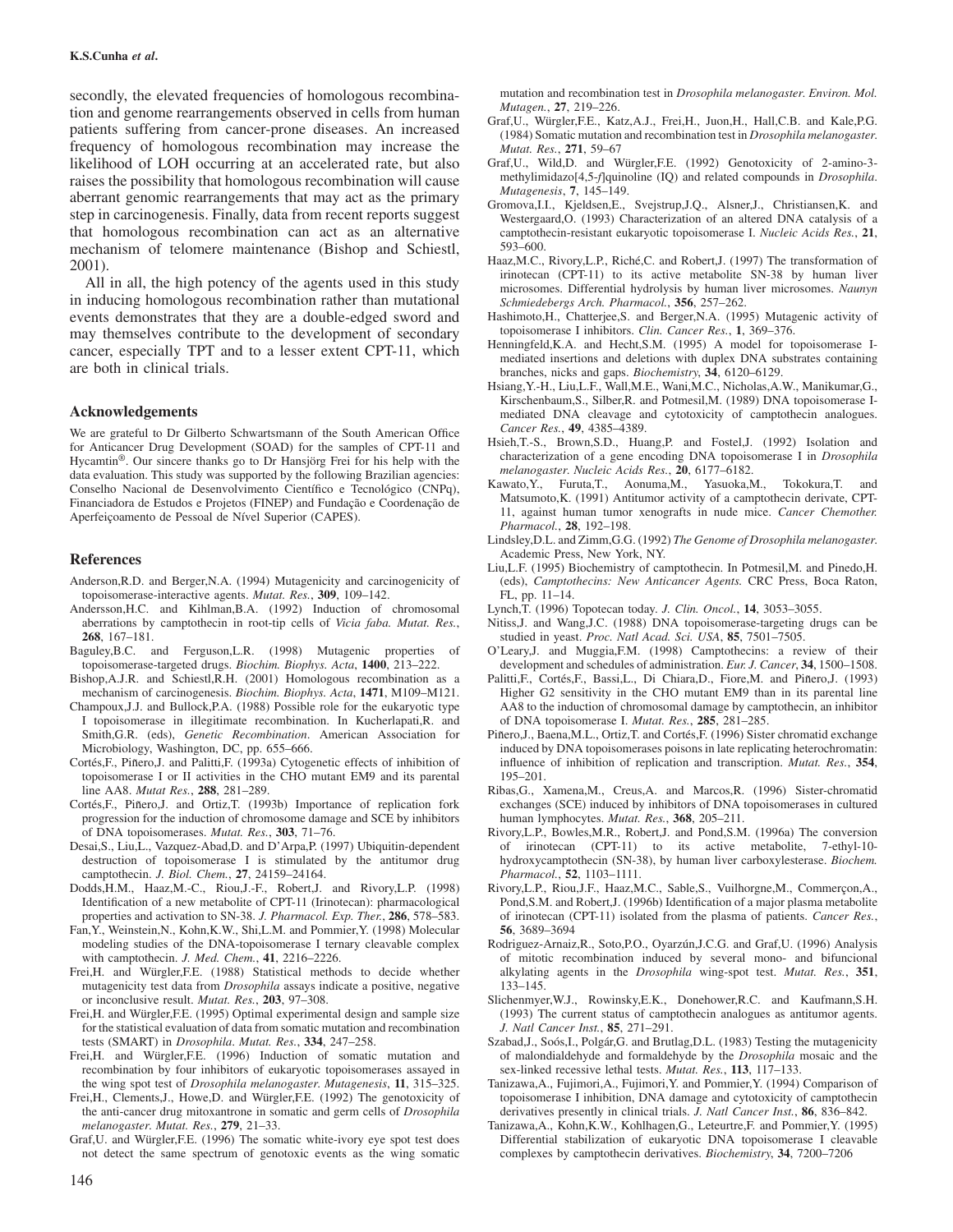secondly, the elevated frequencies of homologous recombination and genome rearrangements observed in cells from human patients suffering from cancer-prone diseases. An increased frequency of homologous recombination may increase the likelihood of LOH occurring at an accelerated rate, but also raises the possibility that homologous recombination will cause aberrant genomic rearrangements that may act as the primary step in carcinogenesis. Finally, data from recent reports suggest that homologous recombination can act as an alternative mechanism of telomere maintenance (Bishop and Schiestl, 2001).

All in all, the high potency of the agents used in this study in inducing homologous recombination rather than mutational events demonstrates that they are a double-edged sword and may themselves contribute to the development of secondary cancer, especially TPT and to a lesser extent CPT-11, which are both in clinical trials.

## Acknowledgements

We are grateful to Dr Gilberto Schwartsmann of the South American Office for Anticancer Drug Development (SOAD) for the samples of CPT-11 and Hycamtin®. Our sincere thanks go to Dr Hansjörg Frei for his help with the data evaluation. This study was supported by the following Brazilian agencies: Conselho Nacional de Desenvolvimento Científico e Tecnológico (CNPq), Financiadora de Estudos e Projetos (FINEP) and Fundação e Coordenação de Aperfeiçoamento de Pessoal de Nível Superior (CAPES).

## References

Anderson,R.D. and Berger,N.A. (1994) Mutagenicity and carcinogenicity of topoisomerase-interactive agents. *Mutat. Res.*, **309**, 109–142.

Andersson,H.C. and Kihlman,B.A. (1992) Induction of chromosomal aberrations by camptothecin in root-tip cells of *Vicia faba*. *Mutat. Res.*, **268**, 167–181.

Baguley,B.C. and Ferguson,L.R. (1998) Mutagenic properties of topoisomerase-targeted drugs. *Biochim. Biophys. Acta*, **1400**, 213–222.

Bishop,A.J.R. and Schiestl,R.H. (2001) Homologous recombination as a mechanism of carcinogenesis. *Biochim. Biophys. Acta*, **1471**, M109–M121.

Champoux,J.J. and Bullock,P.A. (1988) Possible role for the eukaryotic type I topoisomerase in illegitimate recombination. In Kucherlapati,R. and Smith,G.R. (eds), *Genetic Recombination*. American Association for Microbiology, Washington, DC, pp. 655–666.

Cortés,F., Piñero,J. and Palitti,F. (1993a) Cytogenetic effects of inhibition of topoisomerase I or II activities in the CHO mutant EM9 and its parental line AA8. *Mutat Res.*, **288**, 281–289.

Cortés,F., Piñero,J. and Ortiz,T. (1993b) Importance of replication fork progression for the induction of chromosome damage and SCE by inhibitors of DNA topoisomerases. *Mutat. Res.*, **303**, 71–76.

Desai,S., Liu,L., Vazquez-Abad,D. and D'Arpa,P. (1997) Ubiquitin-dependent destruction of topoisomerase I is stimulated by the antitumor drug camptothecin. *J. Biol. Chem.*, **27**, 24159–24164.

Dodds,H.M., Haaz,M.-C., Riou,J.-F., Robert,J. and Rivory,L.P. (1998) Identification of a new metabolite of CPT-11 (Irinotecan): pharmacological properties and activation to SN-38. *J. Pharmacol. Exp. Ther.*, **286**, 578–583.

Fan,Y., Weinstein,N., Kohn,K.W., Shi,L.M. and Pommier,Y. (1998) Molecular modeling studies of the DNA-topoisomerase I ternary cleavable complex with camptothecin. *J. Med. Chem.*, **41**, 2216–2226.

Frei,H. and Würgler,F.E. (1988) Statistical methods to decide whether mutagenicity test data from *Drosophila* assays indicate a positive, negative or inconclusive result. *Mutat. Res.*, **203**, 97–308.

Frei,H. and Würgler,F.E. (1995) Optimal experimental design and sample size for the statistical evaluation of data from somatic mutation and recombination tests (SMART) in *Drosophila*. *Mutat. Res.*, **334**, 247–258.

Frei,H. and Würgler,F.E. (1996) Induction of somatic mutation and recombination by four inhibitors of eukaryotic topoisomerases assayed in the wing spot test of *Drosophila melanogaster*. *Mutagenesis*, **11**, 315–325.

Frei,H., Clements,J., Howe,D. and Würgler,F.E. (1992) The genotoxicity of the anti-cancer drug mitoxantrone in somatic and germ cells of *Drosophila melanogaster*. *Mutat. Res.*, **279**, 21–33.

Graf,U. and Würgler,F.E. (1996) The somatic white-ivory eye spot test does not detect the same spectrum of genotoxic events as the wing somatic mutation and recombination test in *Drosophila melanogaster*. *Environ. Mol. Mutagen.*, **27**, 219–226.

Graf,U., Würgler,F.E., Katz,A.J., Frei,H., Juon,H., Hall,C.B. and Kale,P.G. (1984) Somatic mutation and recombination test in *Drosophila melanogaster*. *Mutat. Res.*, **271**, 59–67

Graf,U., Wild,D. and Würgler,F.E. (1992) Genotoxicity of 2-amino-3-methylimidazo[4,5-*f*]quinoline (IQ) and related compounds in *Drosophila*. *Mutagenesis*, **7**, 145–149.

Gromova,I.I., Kjeldsen,E., Svejstrup,J.Q., Alsner,J., Christiansen,K. and Westergaard,O. (1993) Characterization of an altered DNA catalysis of a camptothecin-resistant eukaryotic topoisomerase I. *Nucleic Acids Res.*, **21**, 593–600.

Haaz,M.C., Rivory,L.P., Riché,C. and Robert,J. (1997) The transformation of irinotecan (CPT-11) to its active metabolite SN-38 by human liver microsomes. Differential hydrolysis by human liver microsomes. *Naunyn Schmiedebergs Arch. Pharmacol.*, **356**, 257–262.

Hashimoto,H., Chatterjee,S. and Berger,N.A. (1995) Mutagenic activity of topoisomerase I inhibitors. *Clin. Cancer Res.*, **1**, 369–376.

Henningfeld,K.A. and Hecht,S.M. (1995) A model for topoisomerase I-mediated insertions and deletions with duplex DNA substrates containing branches, nicks and gaps. *Biochemistry*, **34**, 6120–6129.

Hsiang,Y.-H., Liu,L.F., Wall,M.E., Wani,M.C., Nicholas,A.W., Manikumar,G., Kirschenbaum,S., Silber,R. and Potmesil,M. (1989) DNA topoisomerase I-mediated DNA cleavage and cytotoxicity of camptothecin analogues. *Cancer Res.*, **49**, 4385–4389.

Hsieh,T.-S., Brown,S.D., Huang,P. and Fostel,J. (1992) Isolation and characterization of a gene encoding DNA topoisomerase I in *Drosophila melanogaster*. *Nucleic Acids Res.*, **20**, 6177–6182.

Kawato,Y., Furuta,T., Aonuma,M., Yasuoka,M., Tokokura,T. and Matsumoto,K. (1991) Antitumor activity of a camptothecin derivate, CPT-11, against human tumor xenografts in nude mice. *Cancer Chemother. Pharmacol.*, **28**, 192–198.

Lindsley,D.L. and Zimm,G.G. (1992) *The Genome of Drosophila melanogaster*. Academic Press, New York, NY.

Liu,L.F. (1995) Biochemistry of camptothecin. In Potmesil,M. and Pinedo,H. (eds), *Camptothecins: New Anticancer Agents.* CRC Press, Boca Raton, FL, pp. 11–14.

Lynch,T. (1996) Topotecan today. *J. Clin. Oncol.*, **14**, 3053–3055.

Nitiss,J. and Wang,J.C. (1988) DNA topoisomerase-targeting drugs can be studied in yeast. *Proc. Natl Acad. Sci. USA*, **85**, 7501–7505.

O'Leary,J. and Muggia,F.M. (1998) Camptothecins: a review of their development and schedules of administration. *Eur. J. Cancer*, **34**, 1500–1508.

Palitti,F., Cortés,F., Bassi,L., Di Chiara,D., Fiore,M. and Piñero,J. (1993) Higher G2 sensitivity in the CHO mutant EM9 than in its parental line AA8 to the induction of chromosomal damage by camptothecin, an inhibitor of DNA topoisomerase I. *Mutat. Res.*, **285**, 281–285.

Piñero,J., Baena,M.L., Ortiz,T. and Cortés,F. (1996) Sister chromatid exchange induced by DNA topoisomerases poisons in late replicating heterochromatin: influence of inhibition of replication and transcription. *Mutat. Res.*, **354**, 195–201.

Ribas,G., Xamena,M., Creus,A. and Marcos,R. (1996) Sister-chromatid exchanges (SCE) induced by inhibitors of DNA topoisomerases in cultured human lymphocytes. *Mutat. Res.*, **368**, 205–211.

Rivory,L.P., Bowles,M.R., Robert,J. and Pond,S.M. (1996a) The conversion of irinotecan (CPT-11) to its active metabolite, 7-ethyl-10-hydroxycamptothecin (SN-38), by human liver carboxylesterase. *Biochem. Pharmacol.*, **52**, 1103–1111.

Rivory,L.P., Riou,J.F., Haaz,M.C., Sable,S., Vuilhorgne,M., Commerçon,A., Pond,S.M. and Robert,J. (1996b) Identification of a major plasma metabolite of irinotecan (CPT-11) isolated from the plasma of patients. *Cancer Res.*, **56**, 3689–3694

Rodriguez-Arnaiz,R., Soto,P.O., Oyarzún,J.C.G. and Graf,U. (1996) Analysis of mitotic recombination induced by several mono- and bifuncional alkylating agents in the *Drosophila* wing-spot test. *Mutat. Res.*, **351**, 133–145.

Slichenmyer,W.J., Rowinsky,E.K., Donehower,R.C. and Kaufmann,S.H. (1993) The current status of camptothecin analogues as antitumor agents. *J. Natl Cancer Inst.*, **85**, 271–291.

Szabad,J., Soós,I., Polgár,G. and Brutlag,D.L. (1983) Testing the mutagenicity of malondialdehyde and formaldehyde by the *Drosophila* mosaic and the sex-linked recessive lethal tests. *Mutat. Res.*, **113**, 117–133.

Tanizawa,A., Fujimori,A., Fujimori,Y. and Pommier,Y. (1994) Comparison of topoisomerase I inhibition, DNA damage and cytotoxicity of camptothecin derivatives presently in clinical trials. *J. Natl Cancer Inst.*, **86**, 836–842.

Tanizawa,A., Kohn,K.W., Kohlhagen,G., Leteurtre,F. and Pommier,Y. (1995) Differential stabilization of eukaryotic DNA topoisomerase I cleavable complexes by camptothecin derivatives. *Biochemistry*, **34**, 7200–7206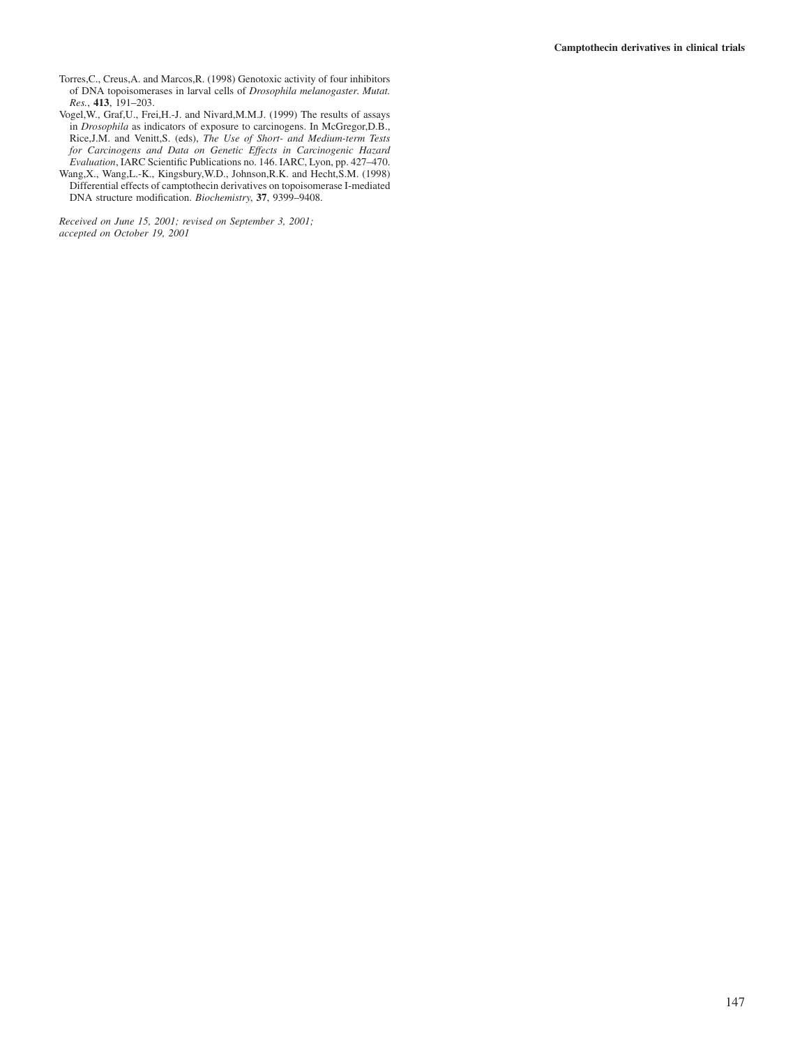Torres,C., Creus,A. and Marcos,R. (1998) Genotoxic activity of four inhibitors of DNA topoisomerases in larval cells of *Drosophila melanogaster*. *Mutat. Res.*, **413**, 191–203.

Vogel,W., Graf,U., Frei,H.-J. and Nivard,M.M.J. (1999) The results of assays in *Drosophila* as indicators of exposure to carcinogens. In McGregor,D.B., Rice,J.M. and Venitt,S. (eds), *The Use of Short- and Medium-term Tests for Carcinogens and Data on Genetic Effects in Carcinogenic Hazard Evaluation*, IARC Scientific Publications no. 146. IARC, Lyon, pp. 427–470.

Wang,X., Wang,L.-K., Kingsbury,W.D., Johnson,R.K. and Hecht,S.M. (1998) Differential effects of camptothecin derivatives on topoisomerase I-mediated DNA structure modification. *Biochemistry*, **37**, 9399–9408.

*Received on June 15, 2001; revised on September 3, 2001; accepted on October 19, 2001*